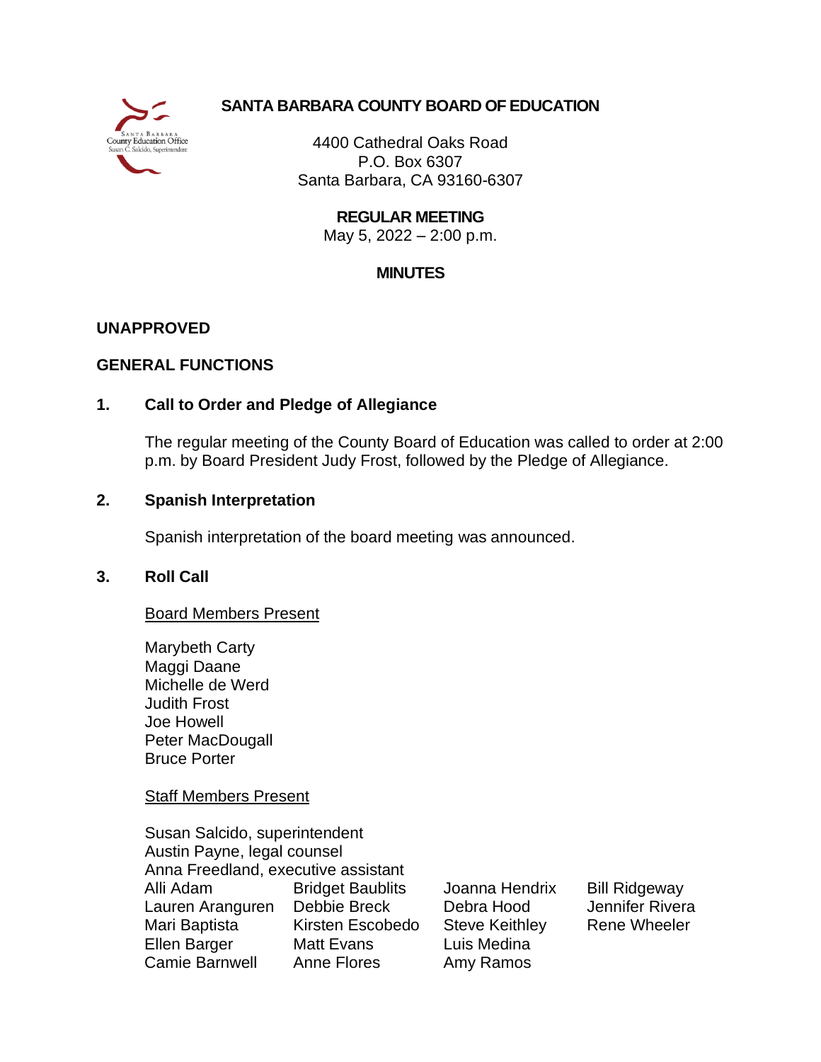# SANTA BARBARA COUNTY BOARD OF EDUCATION

4400 Cathedral Oaks Road
P.O. Box 6307
Santa Barbara, CA 93160-6307

**REGULAR MEETING**
May 5, 2022 – 2:00 p.m.

**MINUTES**

**UNAPPROVED**

## GENERAL FUNCTIONS

### 1. Call to Order and Pledge of Allegiance

The regular meeting of the County Board of Education was called to order at 2:00 p.m. by Board President Judy Frost, followed by the Pledge of Allegiance.

### 2. Spanish Interpretation

Spanish interpretation of the board meeting was announced.

### 3. Roll Call

Board Members Present

Marybeth Carty
Maggi Daane
Michelle de Werd
Judith Frost
Joe Howell
Peter MacDougall
Bruce Porter

Staff Members Present

Susan Salcido, superintendent
Austin Payne, legal counsel
Anna Freedland, executive assistant

| | | | |
|---|---|---|---|
| Alli Adam | Bridget Baublits | Joanna Hendrix | Bill Ridgeway |
| Lauren Aranguren | Debbie Breck | Debra Hood | Jennifer Rivera |
| Mari Baptista | Kirsten Escobedo | Steve Keithley | Rene Wheeler |
| Ellen Barger | Matt Evans | Luis Medina | |
| Camie Barnwell | Anne Flores | Amy Ramos | |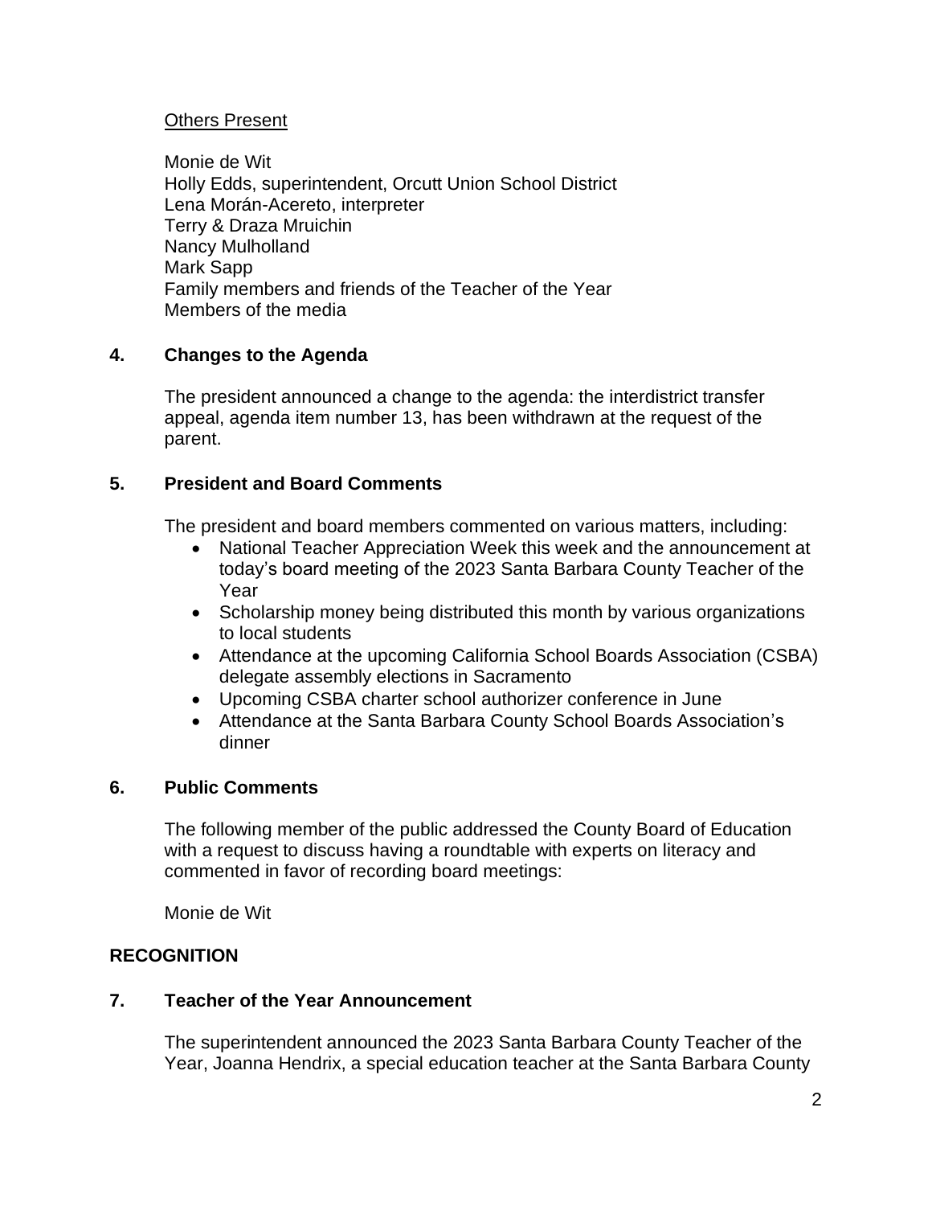Others Present

Monie de Wit
Holly Edds, superintendent, Orcutt Union School District
Lena Morán-Acereto, interpreter
Terry & Draza Mruichin
Nancy Mulholland
Mark Sapp
Family members and friends of the Teacher of the Year
Members of the media

## 4. Changes to the Agenda

The president announced a change to the agenda: the interdistrict transfer appeal, agenda item number 13, has been withdrawn at the request of the parent.

## 5. President and Board Comments

The president and board members commented on various matters, including:

- National Teacher Appreciation Week this week and the announcement at today's board meeting of the 2023 Santa Barbara County Teacher of the Year
- Scholarship money being distributed this month by various organizations to local students
- Attendance at the upcoming California School Boards Association (CSBA) delegate assembly elections in Sacramento
- Upcoming CSBA charter school authorizer conference in June
- Attendance at the Santa Barbara County School Boards Association's dinner

## 6. Public Comments

The following member of the public addressed the County Board of Education with a request to discuss having a roundtable with experts on literacy and commented in favor of recording board meetings:

Monie de Wit

## RECOGNITION

## 7. Teacher of the Year Announcement

The superintendent announced the 2023 Santa Barbara County Teacher of the Year, Joanna Hendrix, a special education teacher at the Santa Barbara County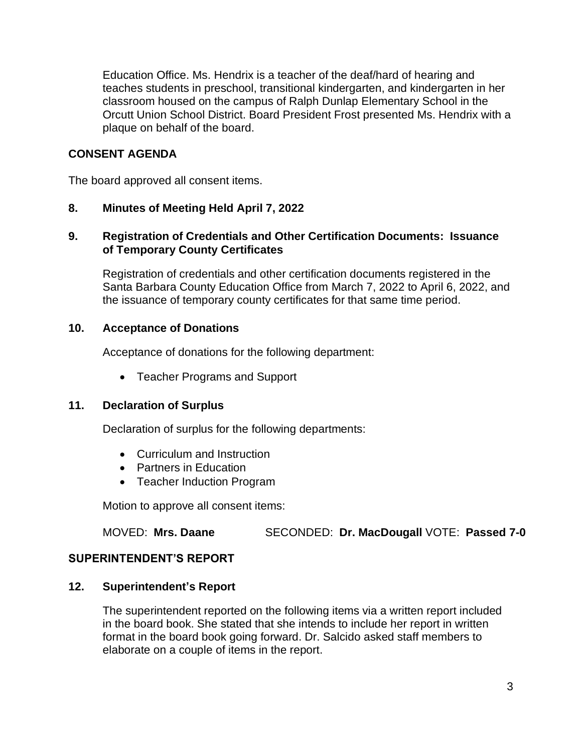Education Office. Ms. Hendrix is a teacher of the deaf/hard of hearing and teaches students in preschool, transitional kindergarten, and kindergarten in her classroom housed on the campus of Ralph Dunlap Elementary School in the Orcutt Union School District. Board President Frost presented Ms. Hendrix with a plaque on behalf of the board.

## CONSENT AGENDA

The board approved all consent items.

### 8. Minutes of Meeting Held April 7, 2022

### 9. Registration of Credentials and Other Certification Documents: Issuance of Temporary County Certificates

Registration of credentials and other certification documents registered in the Santa Barbara County Education Office from March 7, 2022 to April 6, 2022, and the issuance of temporary county certificates for that same time period.

### 10. Acceptance of Donations

Acceptance of donations for the following department:

- Teacher Programs and Support

### 11. Declaration of Surplus

Declaration of surplus for the following departments:

- Curriculum and Instruction
- Partners in Education
- Teacher Induction Program

Motion to approve all consent items:

MOVED: **Mrs. Daane** SECONDED: **Dr. MacDougall** VOTE: **Passed 7-0**

## SUPERINTENDENT'S REPORT

### 12. Superintendent's Report

The superintendent reported on the following items via a written report included in the board book. She stated that she intends to include her report in written format in the board book going forward. Dr. Salcido asked staff members to elaborate on a couple of items in the report.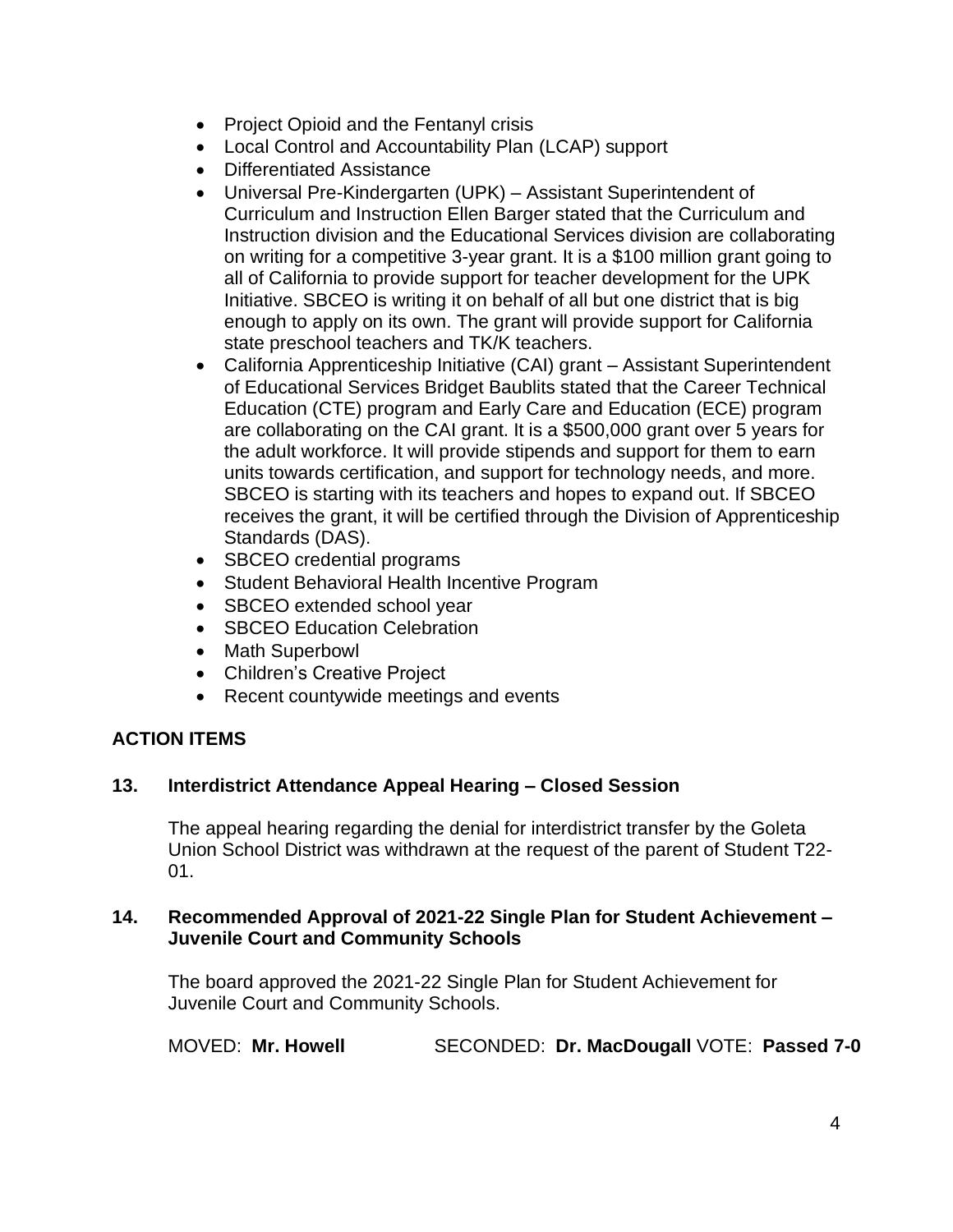- Project Opioid and the Fentanyl crisis
- Local Control and Accountability Plan (LCAP) support
- Differentiated Assistance
- Universal Pre-Kindergarten (UPK) – Assistant Superintendent of Curriculum and Instruction Ellen Barger stated that the Curriculum and Instruction division and the Educational Services division are collaborating on writing for a competitive 3-year grant. It is a $100 million grant going to all of California to provide support for teacher development for the UPK Initiative. SBCEO is writing it on behalf of all but one district that is big enough to apply on its own. The grant will provide support for California state preschool teachers and TK/K teachers.
- California Apprenticeship Initiative (CAI) grant – Assistant Superintendent of Educational Services Bridget Baublits stated that the Career Technical Education (CTE) program and Early Care and Education (ECE) program are collaborating on the CAI grant. It is a $500,000 grant over 5 years for the adult workforce. It will provide stipends and support for them to earn units towards certification, and support for technology needs, and more. SBCEO is starting with its teachers and hopes to expand out. If SBCEO receives the grant, it will be certified through the Division of Apprenticeship Standards (DAS).
- SBCEO credential programs
- Student Behavioral Health Incentive Program
- SBCEO extended school year
- SBCEO Education Celebration
- Math Superbowl
- Children's Creative Project
- Recent countywide meetings and events

## ACTION ITEMS

### 13. Interdistrict Attendance Appeal Hearing – Closed Session

The appeal hearing regarding the denial for interdistrict transfer by the Goleta Union School District was withdrawn at the request of the parent of Student T22-01.

### 14. Recommended Approval of 2021-22 Single Plan for Student Achievement – Juvenile Court and Community Schools

The board approved the 2021-22 Single Plan for Student Achievement for Juvenile Court and Community Schools.

MOVED: **Mr. Howell** SECONDED: **Dr. MacDougall** VOTE: **Passed 7-0**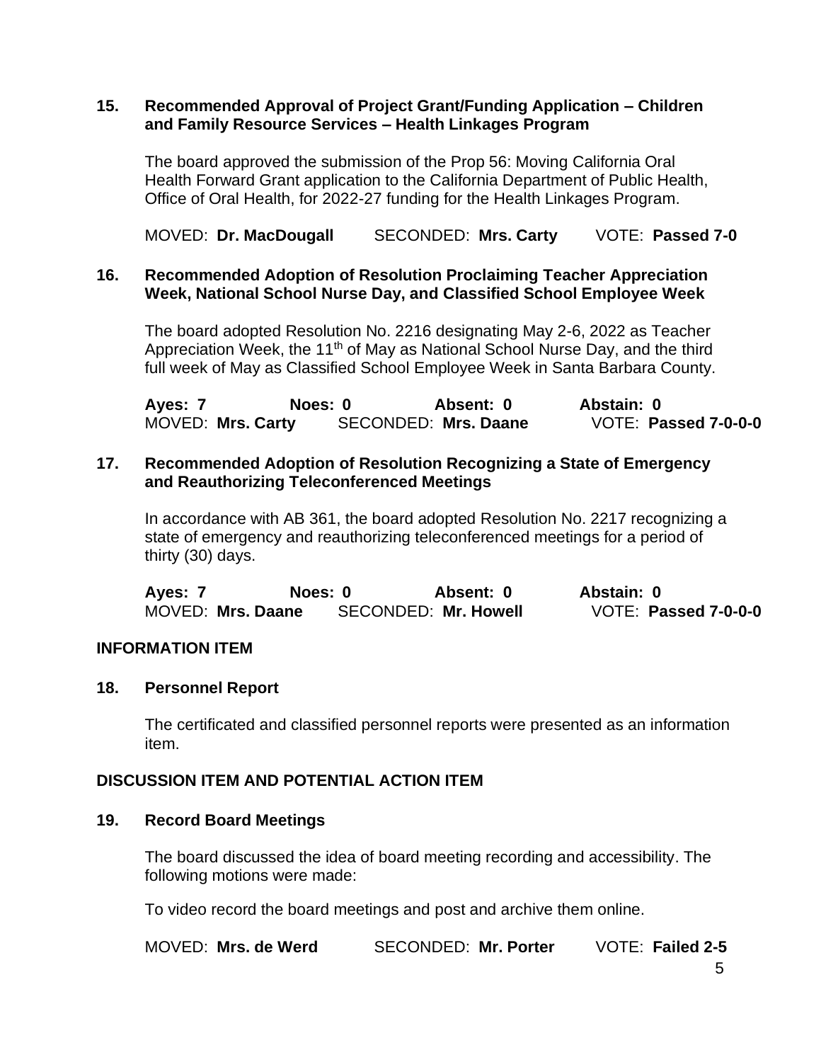**15. Recommended Approval of Project Grant/Funding Application – Children and Family Resource Services – Health Linkages Program**

The board approved the submission of the Prop 56: Moving California Oral Health Forward Grant application to the California Department of Public Health, Office of Oral Health, for 2022-27 funding for the Health Linkages Program.

MOVED: **Dr. MacDougall** SECONDED: **Mrs. Carty** VOTE: **Passed 7-0**

**16. Recommended Adoption of Resolution Proclaiming Teacher Appreciation Week, National School Nurse Day, and Classified School Employee Week**

The board adopted Resolution No. 2216 designating May 2-6, 2022 as Teacher Appreciation Week, the 11th of May as National School Nurse Day, and the third full week of May as Classified School Employee Week in Santa Barbara County.

**Ayes: 7** **Noes: 0** **Absent: 0** **Abstain: 0**
MOVED: **Mrs. Carty** SECONDED: **Mrs. Daane** VOTE: **Passed 7-0-0-0**

**17. Recommended Adoption of Resolution Recognizing a State of Emergency and Reauthorizing Teleconferenced Meetings**

In accordance with AB 361, the board adopted Resolution No. 2217 recognizing a state of emergency and reauthorizing teleconferenced meetings for a period of thirty (30) days.

**Ayes: 7** **Noes: 0** **Absent: 0** **Abstain: 0**
MOVED: **Mrs. Daane** SECONDED: **Mr. Howell** VOTE: **Passed 7-0-0-0**

## INFORMATION ITEM

**18. Personnel Report**

The certificated and classified personnel reports were presented as an information item.

## DISCUSSION ITEM AND POTENTIAL ACTION ITEM

**19. Record Board Meetings**

The board discussed the idea of board meeting recording and accessibility. The following motions were made:

To video record the board meetings and post and archive them online.

MOVED: **Mrs. de Werd** SECONDED: **Mr. Porter** VOTE: **Failed 2-5**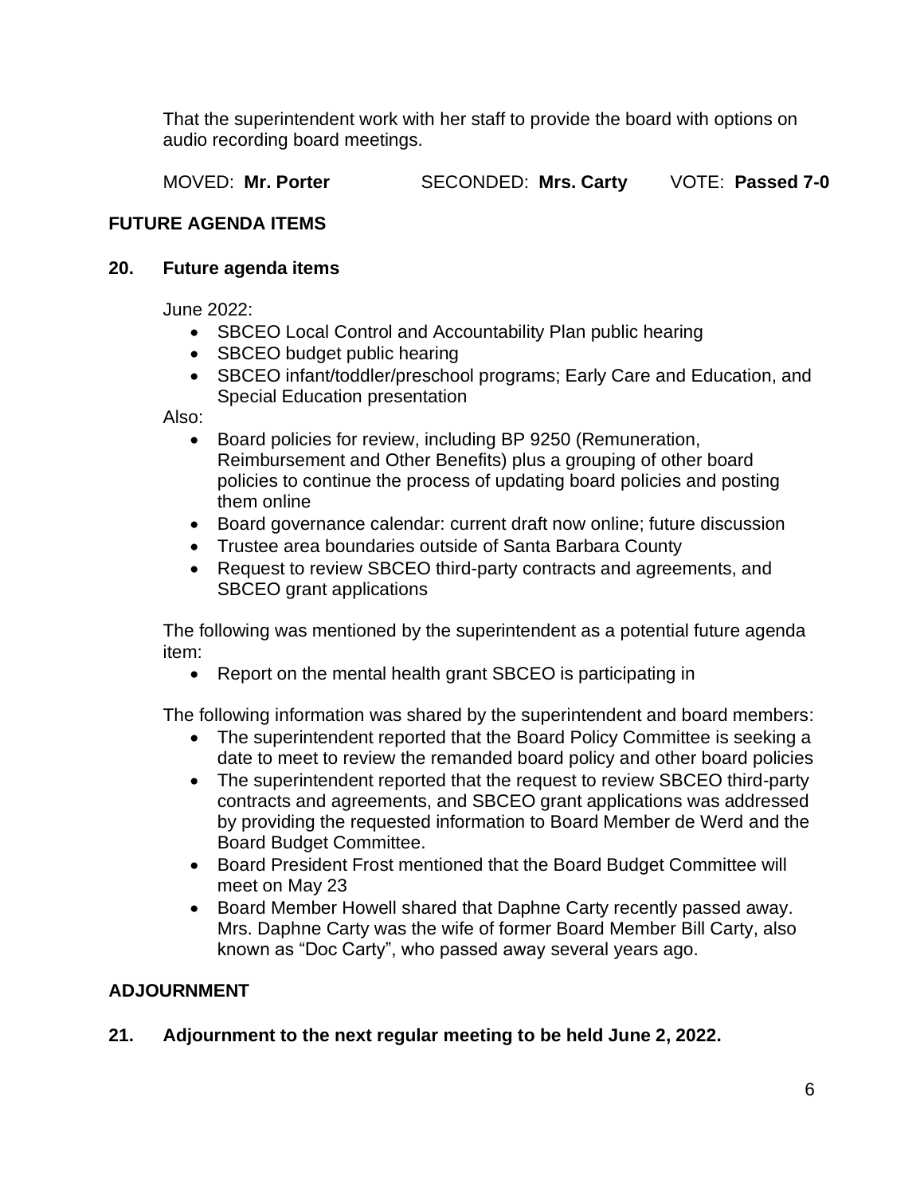That the superintendent work with her staff to provide the board with options on audio recording board meetings.

MOVED: **Mr. Porter** SECONDED: **Mrs. Carty** VOTE: **Passed 7-0**

## FUTURE AGENDA ITEMS

### 20. Future agenda items

June 2022:

- SBCEO Local Control and Accountability Plan public hearing
- SBCEO budget public hearing
- SBCEO infant/toddler/preschool programs; Early Care and Education, and Special Education presentation

Also:

- Board policies for review, including BP 9250 (Remuneration, Reimbursement and Other Benefits) plus a grouping of other board policies to continue the process of updating board policies and posting them online
- Board governance calendar: current draft now online; future discussion
- Trustee area boundaries outside of Santa Barbara County
- Request to review SBCEO third-party contracts and agreements, and SBCEO grant applications

The following was mentioned by the superintendent as a potential future agenda item:

- Report on the mental health grant SBCEO is participating in

The following information was shared by the superintendent and board members:

- The superintendent reported that the Board Policy Committee is seeking a date to meet to review the remanded board policy and other board policies
- The superintendent reported that the request to review SBCEO third-party contracts and agreements, and SBCEO grant applications was addressed by providing the requested information to Board Member de Werd and the Board Budget Committee.
- Board President Frost mentioned that the Board Budget Committee will meet on May 23
- Board Member Howell shared that Daphne Carty recently passed away. Mrs. Daphne Carty was the wife of former Board Member Bill Carty, also known as “Doc Carty”, who passed away several years ago.

## ADJOURNMENT

### 21. Adjournment to the next regular meeting to be held June 2, 2022.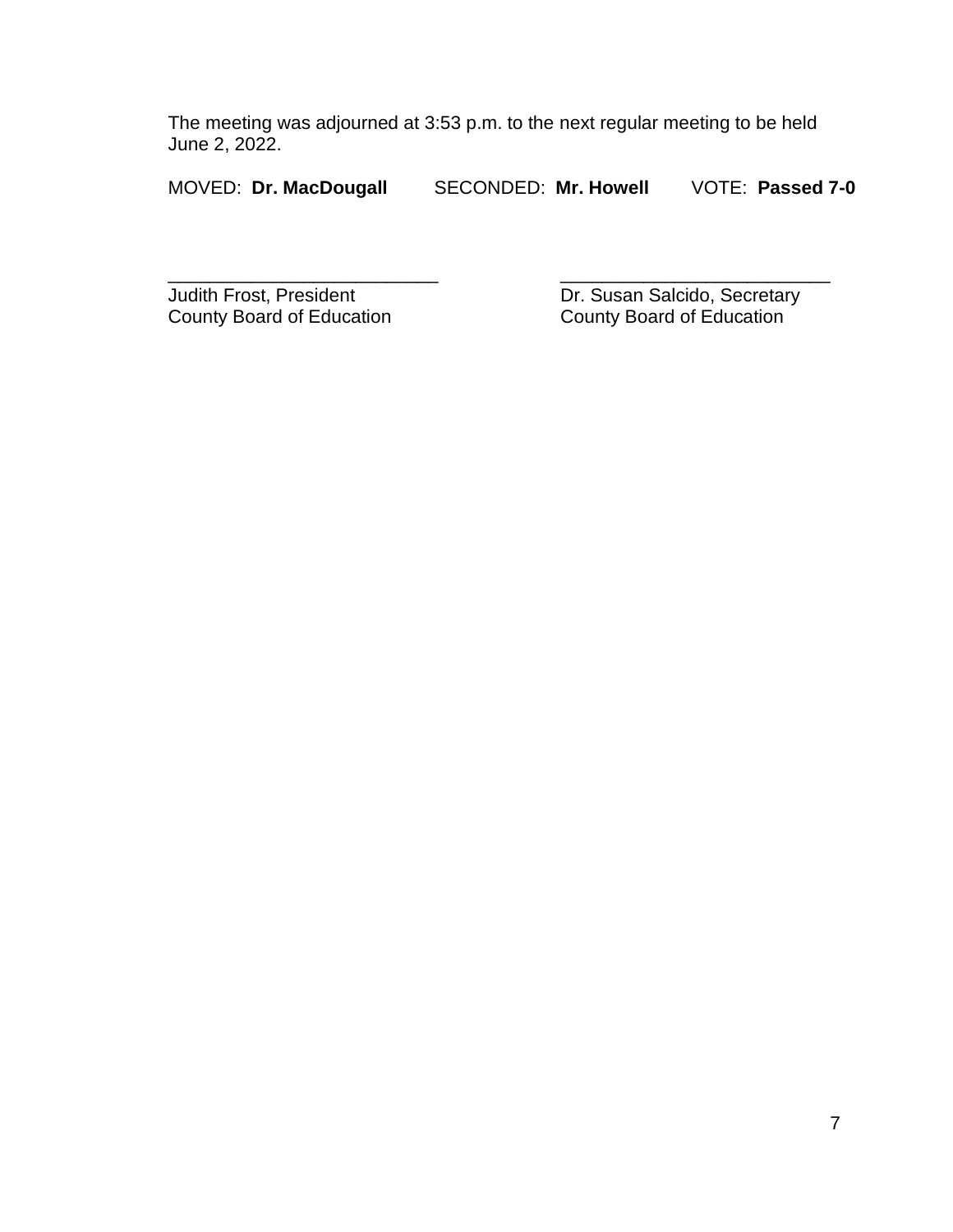The meeting was adjourned at 3:53 p.m. to the next regular meeting to be held June 2, 2022.

MOVED: **Dr. MacDougall** SECONDED: **Mr. Howell** VOTE: **Passed 7-0**

| | |
|---|---|
| ___________________________ | ___________________________ |
| Judith Frost, President | Dr. Susan Salcido, Secretary |
| County Board of Education | County Board of Education |